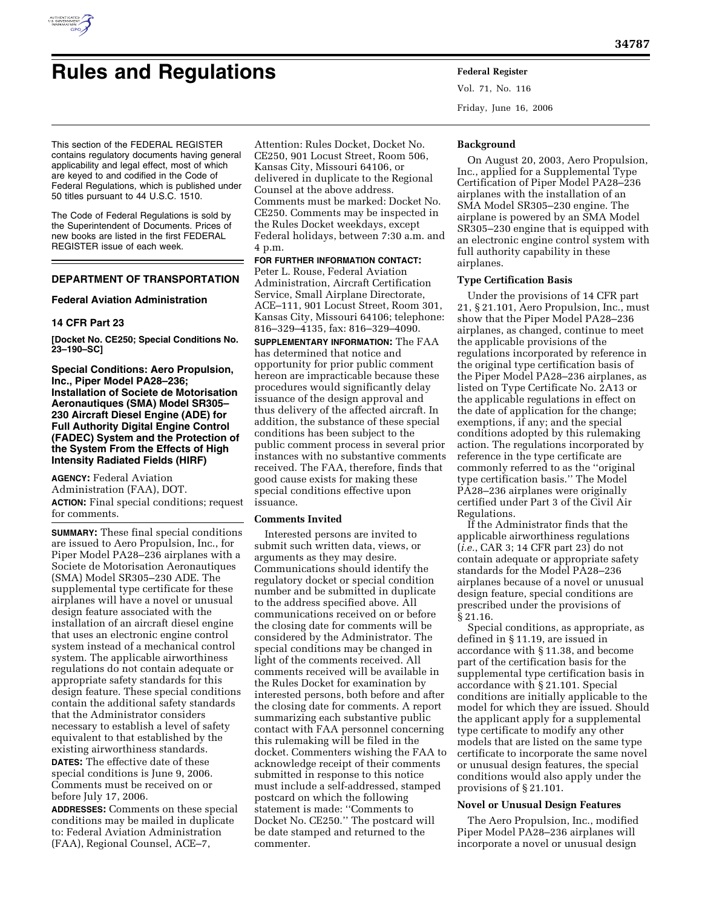# Rules and Regulations

This section of the FEDERAL REGISTER contains regulatory documents having general applicability and legal effect, most of which are keyed to and codified in the Code of Federal Regulations, which is published under 50 titles pursuant to 44 U.S.C. 1510.

The Code of Federal Regulations is sold by the Superintendent of Documents. Prices of new books are listed in the first FEDERAL REGISTER issue of each week.

## DEPARTMENT OF TRANSPORTATION

### Federal Aviation Administration

### 14 CFR Part 23

**[Docket No. CE250; Special Conditions No. 23–190–SC]**

### Special Conditions: Aero Propulsion, Inc., Piper Model PA28–236; Installation of Societe de Motorisation Aeronautiques (SMA) Model SR305–230 Aircraft Diesel Engine (ADE) for Full Authority Digital Engine Control (FADEC) System and the Protection of the System From the Effects of High Intensity Radiated Fields (HIRF)

**AGENCY:** Federal Aviation Administration (FAA), DOT.

**ACTION:** Final special conditions; request for comments.

**SUMMARY:** These final special conditions are issued to Aero Propulsion, Inc., for Piper Model PA28–236 airplanes with a Societe de Motorisation Aeronautiques (SMA) Model SR305–230 ADE. The supplemental type certificate for these airplanes will have a novel or unusual design feature associated with the installation of an aircraft diesel engine that uses an electronic engine control system instead of a mechanical control system. The applicable airworthiness regulations do not contain adequate or appropriate safety standards for this design feature. These special conditions contain the additional safety standards that the Administrator considers necessary to establish a level of safety equivalent to that established by the existing airworthiness standards.

**DATES:** The effective date of these special conditions is June 9, 2006. Comments must be received on or before July 17, 2006.

**ADDRESSES:** Comments on these special conditions may be mailed in duplicate to: Federal Aviation Administration (FAA), Regional Counsel, ACE–7, Attention: Rules Docket, Docket No. CE250, 901 Locust Street, Room 506, Kansas City, Missouri 64106, or delivered in duplicate to the Regional Counsel at the above address. Comments must be marked: Docket No. CE250. Comments may be inspected in the Rules Docket weekdays, except Federal holidays, between 7:30 a.m. and 4 p.m.

**FOR FURTHER INFORMATION CONTACT:** Peter L. Rouse, Federal Aviation Administration, Aircraft Certification Service, Small Airplane Directorate, ACE–111, 901 Locust Street, Room 301, Kansas City, Missouri 64106; telephone: 816–329–4135, fax: 816–329–4090.

**SUPPLEMENTARY INFORMATION:** The FAA has determined that notice and opportunity for prior public comment hereon are impracticable because these procedures would significantly delay issuance of the design approval and thus delivery of the affected aircraft. In addition, the substance of these special conditions has been subject to the public comment process in several prior instances with no substantive comments received. The FAA, therefore, finds that good cause exists for making these special conditions effective upon issuance.

**Comments Invited**

Interested persons are invited to submit such written data, views, or arguments as they may desire. Communications should identify the regulatory docket or special condition number and be submitted in duplicate to the address specified above. All communications received on or before the closing date for comments will be considered by the Administrator. The special conditions may be changed in light of the comments received. All comments received will be available in the Rules Docket for examination by interested persons, both before and after the closing date for comments. A report summarizing each substantive public contact with FAA personnel concerning this rulemaking will be filed in the docket. Commenters wishing the FAA to acknowledge receipt of their comments submitted in response to this notice must include a self-addressed, stamped postcard on which the following statement is made: ''Comments to Docket No. CE250.'' The postcard will be date stamped and returned to the commenter.

**Background**

On August 20, 2003, Aero Propulsion, Inc., applied for a Supplemental Type Certification of Piper Model PA28–236 airplanes with the installation of an SMA Model SR305–230 engine. The airplane is powered by an SMA Model SR305–230 engine that is equipped with an electronic engine control system with full authority capability in these airplanes.

**Type Certification Basis**

Under the provisions of 14 CFR part 21, § 21.101, Aero Propulsion, Inc., must show that the Piper Model PA28–236 airplanes, as changed, continue to meet the applicable provisions of the regulations incorporated by reference in the original type certification basis of the Piper Model PA28–236 airplanes, as listed on Type Certificate No. 2A13 or the applicable regulations in effect on the date of application for the change; exemptions, if any; and the special conditions adopted by this rulemaking action. The regulations incorporated by reference in the type certificate are commonly referred to as the ''original type certification basis.'' The Model PA28–236 airplanes were originally certified under Part 3 of the Civil Air Regulations.

If the Administrator finds that the applicable airworthiness regulations (*i.e.*, CAR 3; 14 CFR part 23) do not contain adequate or appropriate safety standards for the Model PA28–236 airplanes because of a novel or unusual design feature, special conditions are prescribed under the provisions of § 21.16.

Special conditions, as appropriate, as defined in § 11.19, are issued in accordance with § 11.38, and become part of the certification basis for the supplemental type certification basis in accordance with § 21.101. Special conditions are initially applicable to the model for which they are issued. Should the applicant apply for a supplemental type certificate to modify any other models that are listed on the same type certificate to incorporate the same novel or unusual design features, the special conditions would also apply under the provisions of § 21.101.

**Novel or Unusual Design Features**

The Aero Propulsion, Inc., modified Piper Model PA28–236 airplanes will incorporate a novel or unusual design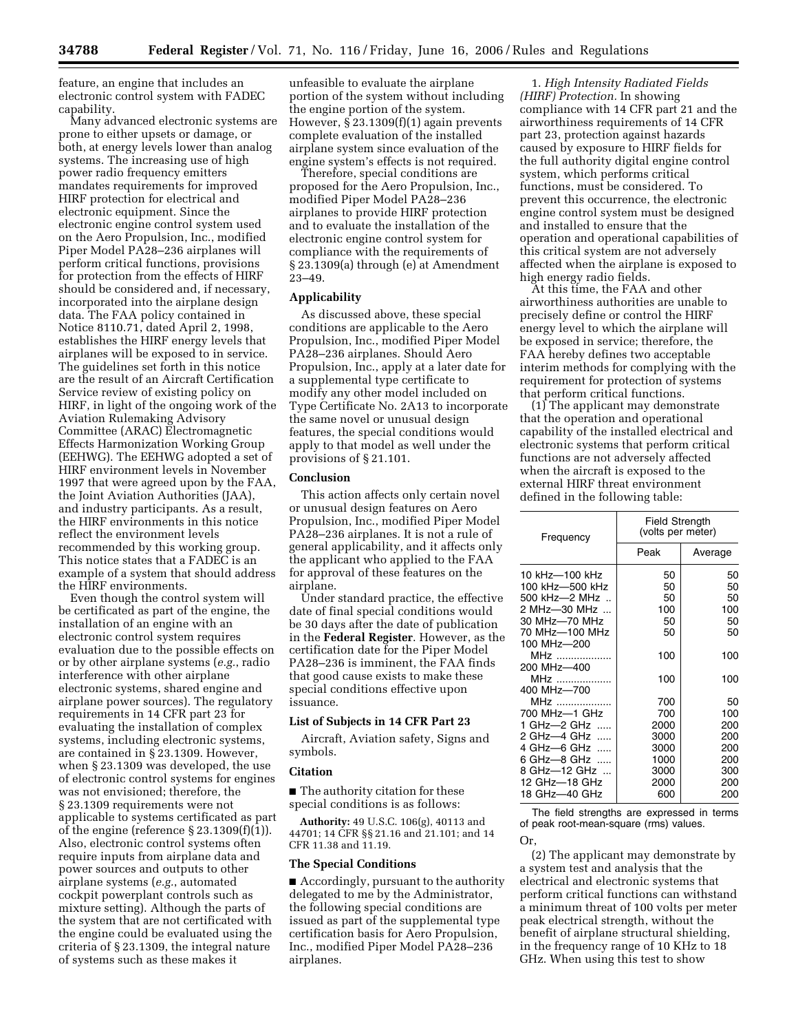feature, an engine that includes an electronic control system with FADEC capability.

Many advanced electronic systems are prone to either upsets or damage, or both, at energy levels lower than analog systems. The increasing use of high power radio frequency emitters mandates requirements for improved HIRF protection for electrical and electronic equipment. Since the electronic engine control system used on the Aero Propulsion, Inc., modified Piper Model PA28–236 airplanes will perform critical functions, provisions for protection from the effects of HIRF should be considered and, if necessary, incorporated into the airplane design data. The FAA policy contained in Notice 8110.71, dated April 2, 1998, establishes the HIRF energy levels that airplanes will be exposed to in service. The guidelines set forth in this notice are the result of an Aircraft Certification Service review of existing policy on HIRF, in light of the ongoing work of the Aviation Rulemaking Advisory Committee (ARAC) Electromagnetic Effects Harmonization Working Group (EEHWG). The EEHWG adopted a set of HIRF environment levels in November 1997 that were agreed upon by the FAA, the Joint Aviation Authorities (JAA), and industry participants. As a result, the HIRF environments in this notice reflect the environment levels recommended by this working group. This notice states that a FADEC is an example of a system that should address the HIRF environments.

Even though the control system will be certificated as part of the engine, the installation of an engine with an electronic control system requires evaluation due to the possible effects on or by other airplane systems (*e.g.*, radio interference with other airplane electronic systems, shared engine and airplane power sources). The regulatory requirements in 14 CFR part 23 for evaluating the installation of complex systems, including electronic systems, are contained in § 23.1309. However, when § 23.1309 was developed, the use of electronic control systems for engines was not envisioned; therefore, the § 23.1309 requirements were not applicable to systems certificated as part of the engine (reference § 23.1309(f)(1)). Also, electronic control systems often require inputs from airplane data and power sources and outputs to other airplane systems (*e.g.*, automated cockpit powerplant controls such as mixture setting). Although the parts of the system that are not certificated with the engine could be evaluated using the criteria of § 23.1309, the integral nature of systems such as these makes it unfeasible to evaluate the airplane portion of the system without including the engine portion of the system. However, § 23.1309(f)(1) again prevents complete evaluation of the installed airplane system since evaluation of the engine system's effects is not required.

Therefore, special conditions are proposed for the Aero Propulsion, Inc., modified Piper Model PA28–236 airplanes to provide HIRF protection and to evaluate the installation of the electronic engine control system for compliance with the requirements of § 23.1309(a) through (e) at Amendment 23–49.

## Applicability

As discussed above, these special conditions are applicable to the Aero Propulsion, Inc., modified Piper Model PA28–236 airplanes. Should Aero Propulsion, Inc., apply at a later date for a supplemental type certificate to modify any other model included on Type Certificate No. 2A13 to incorporate the same novel or unusual design features, the special conditions would apply to that model as well under the provisions of § 21.101.

## Conclusion

This action affects only certain novel or unusual design features on Aero Propulsion, Inc., modified Piper Model PA28–236 airplanes. It is not a rule of general applicability, and it affects only the applicant who applied to the FAA for approval of these features on the airplane.

Under standard practice, the effective date of final special conditions would be 30 days after the date of publication in the **Federal Register**. However, as the certification date for the Piper Model PA28–236 is imminent, the FAA finds that good cause exists to make these special conditions effective upon issuance.

## List of Subjects in 14 CFR Part 23

Aircraft, Aviation safety, Signs and symbols.

## Citation

■ The authority citation for these special conditions is as follows:

**Authority:** 49 U.S.C. 106(g), 40113 and 44701; 14 CFR §§ 21.16 and 21.101; and 14 CFR 11.38 and 11.19.

## The Special Conditions

■ Accordingly, pursuant to the authority delegated to me by the Administrator, the following special conditions are issued as part of the supplemental type certification basis for Aero Propulsion, Inc., modified Piper Model PA28–236 airplanes.

1. *High Intensity Radiated Fields (HIRF) Protection.* In showing compliance with 14 CFR part 21 and the airworthiness requirements of 14 CFR part 23, protection against hazards caused by exposure to HIRF fields for the full authority digital engine control system, which performs critical functions, must be considered. To prevent this occurrence, the electronic engine control system must be designed and installed to ensure that the operation and operational capabilities of this critical system are not adversely affected when the airplane is exposed to high energy radio fields.

At this time, the FAA and other airworthiness authorities are unable to precisely define or control the HIRF energy level to which the airplane will be exposed in service; therefore, the FAA hereby defines two acceptable interim methods for complying with the requirement for protection of systems that perform critical functions.

(1) The applicant may demonstrate that the operation and operational capability of the installed electrical and electronic systems that perform critical functions are not adversely affected when the aircraft is exposed to the external HIRF threat environment defined in the following table:

| Frequency | Field Strength (volts per meter) | |
|---|---|---|
| | Peak | Average |
| 10 kHz—100 kHz | 50 | 50 |
| 100 kHz—500 kHz | 50 | 50 |
| 500 kHz—2 MHz | 50 | 50 |
| 2 MHz—30 MHz | 100 | 100 |
| 30 MHz—70 MHz | 50 | 50 |
| 70 MHz—100 MHz | 50 | 50 |
| 100 MHz—200 MHz | 100 | 100 |
| 200 MHz—400 MHz | 100 | 100 |
| 400 MHz—700 MHz | 700 | 50 |
| 700 MHz—1 GHz | 700 | 100 |
| 1 GHz—2 GHz | 2000 | 200 |
| 2 GHz—4 GHz | 3000 | 200 |
| 4 GHz—6 GHz | 3000 | 200 |
| 6 GHz—8 GHz | 1000 | 200 |
| 8 GHz—12 GHz | 3000 | 300 |
| 12 GHz—18 GHz | 2000 | 200 |
| 18 GHz—40 GHz | 600 | 200 |

The field strengths are expressed in terms of peak root-mean-square (rms) values.

Or,

(2) The applicant may demonstrate by a system test and analysis that the electrical and electronic systems that perform critical functions can withstand a minimum threat of 100 volts per meter peak electrical strength, without the benefit of airplane structural shielding, in the frequency range of 10 KHz to 18 GHz. When using this test to show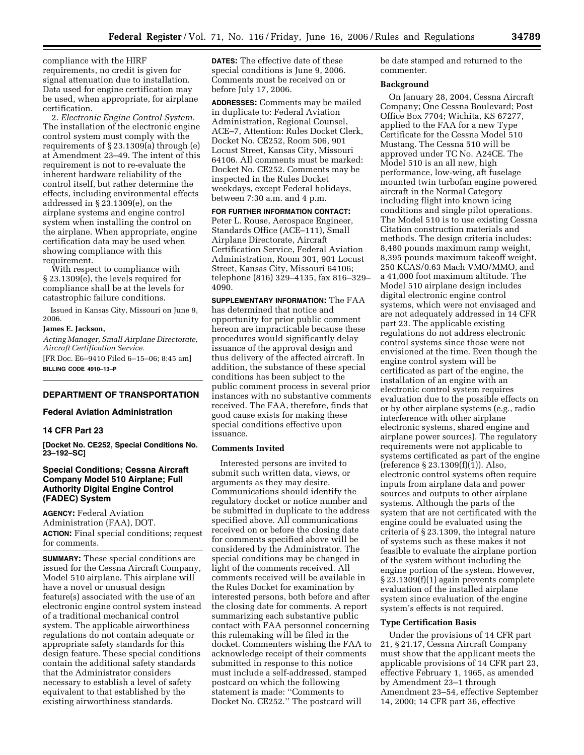compliance with the HIRF requirements, no credit is given for signal attenuation due to installation. Data used for engine certification may be used, when appropriate, for airplane certification.

2. *Electronic Engine Control System.* The installation of the electronic engine control system must comply with the requirements of § 23.1309(a) through (e) at Amendment 23–49. The intent of this requirement is not to re-evaluate the inherent hardware reliability of the control itself, but rather determine the effects, including environmental effects addressed in § 23.1309(e), on the airplane systems and engine control system when installing the control on the airplane. When appropriate, engine certification data may be used when showing compliance with this requirement.

With respect to compliance with § 23.1309(e), the levels required for compliance shall be at the levels for catastrophic failure conditions.

Issued in Kansas City, Missouri on June 9, 2006.

**James E. Jackson,**

*Acting Manager, Small Airplane Directorate, Aircraft Certification Service.*

[FR Doc. E6–9410 Filed 6–15–06; 8:45 am]

**BILLING CODE 4910–13–P**

---

## DEPARTMENT OF TRANSPORTATION

### Federal Aviation Administration

### 14 CFR Part 23

**[Docket No. CE252, Special Conditions No. 23–192–SC]**

### Special Conditions; Cessna Aircraft Company Model 510 Airplane; Full Authority Digital Engine Control (FADEC) System

**AGENCY:** Federal Aviation Administration (FAA), DOT.

**ACTION:** Final special conditions; request for comments.

**SUMMARY:** These special conditions are issued for the Cessna Aircraft Company, Model 510 airplane. This airplane will have a novel or unusual design feature(s) associated with the use of an electronic engine control system instead of a traditional mechanical control system. The applicable airworthiness regulations do not contain adequate or appropriate safety standards for this design feature. These special conditions contain the additional safety standards that the Administrator considers necessary to establish a level of safety equivalent to that established by the existing airworthiness standards.

**DATES:** The effective date of these special conditions is June 9, 2006. Comments must be received on or before July 17, 2006.

**ADDRESSES:** Comments may be mailed in duplicate to: Federal Aviation Administration, Regional Counsel, ACE–7, Attention: Rules Docket Clerk, Docket No. CE252, Room 506, 901 Locust Street, Kansas City, Missouri 64106. All comments must be marked: Docket No. CE252. Comments may be inspected in the Rules Docket weekdays, except Federal holidays, between 7:30 a.m. and 4 p.m.

**FOR FURTHER INFORMATION CONTACT:** Peter L. Rouse, Aerospace Engineer, Standards Office (ACE–111), Small Airplane Directorate, Aircraft Certification Service, Federal Aviation Administration, Room 301, 901 Locust Street, Kansas City, Missouri 64106; telephone (816) 329–4135, fax 816–329–4090.

**SUPPLEMENTARY INFORMATION:** The FAA has determined that notice and opportunity for prior public comment hereon are impracticable because these procedures would significantly delay issuance of the approval design and thus delivery of the affected aircraft. In addition, the substance of these special conditions has been subject to the public comment process in several prior instances with no substantive comments received. The FAA, therefore, finds that good cause exists for making these special conditions effective upon issuance.

#### Comments Invited

Interested persons are invited to submit such written data, views, or arguments as they may desire. Communications should identify the regulatory docket or notice number and be submitted in duplicate to the address specified above. All communications received on or before the closing date for comments specified above will be considered by the Administrator. The special conditions may be changed in light of the comments received. All comments received will be available in the Rules Docket for examination by interested persons, both before and after the closing date for comments. A report summarizing each substantive public contact with FAA personnel concerning this rulemaking will be filed in the docket. Commenters wishing the FAA to acknowledge receipt of their comments submitted in response to this notice must include a self-addressed, stamped postcard on which the following statement is made: ''Comments to Docket No. CE252.'' The postcard will be date stamped and returned to the commenter.

#### Background

On January 28, 2004, Cessna Aircraft Company; One Cessna Boulevard; Post Office Box 7704; Wichita, KS 67277, applied to the FAA for a new Type Certificate for the Cessna Model 510 Mustang. The Cessna 510 will be approved under TC No. A24CE. The Model 510 is an all new, high performance, low-wing, aft fuselage mounted twin turbofan engine powered aircraft in the Normal Category including flight into known icing conditions and single pilot operations. The Model 510 is to use existing Cessna Citation construction materials and methods. The design criteria includes: 8,480 pounds maximum ramp weight, 8,395 pounds maximum takeoff weight, 250 KCAS/0.63 Mach VMO/MMO, and a 41,000 foot maximum altitude. The Model 510 airplane design includes digital electronic engine control systems, which were not envisaged and are not adequately addressed in 14 CFR part 23. The applicable existing regulations do not address electronic control systems since those were not envisioned at the time. Even though the engine control system will be certificated as part of the engine, the installation of an engine with an electronic control system requires evaluation due to the possible effects on or by other airplane systems (e.g., radio interference with other airplane electronic systems, shared engine and airplane power sources). The regulatory requirements were not applicable to systems certificated as part of the engine (reference § 23.1309(f)(1)). Also, electronic control systems often require inputs from airplane data and power sources and outputs to other airplane systems. Although the parts of the system that are not certificated with the engine could be evaluated using the criteria of § 23.1309, the integral nature of systems such as these makes it not feasible to evaluate the airplane portion of the system without including the engine portion of the system. However, § 23.1309(f)(1) again prevents complete evaluation of the installed airplane system since evaluation of the engine system's effects is not required.

#### Type Certification Basis

Under the provisions of 14 CFR part 21, § 21.17, Cessna Aircraft Company must show that the applicant meets the applicable provisions of 14 CFR part 23, effective February 1, 1965, as amended by Amendment 23–1 through Amendment 23–54, effective September 14, 2000; 14 CFR part 36, effective